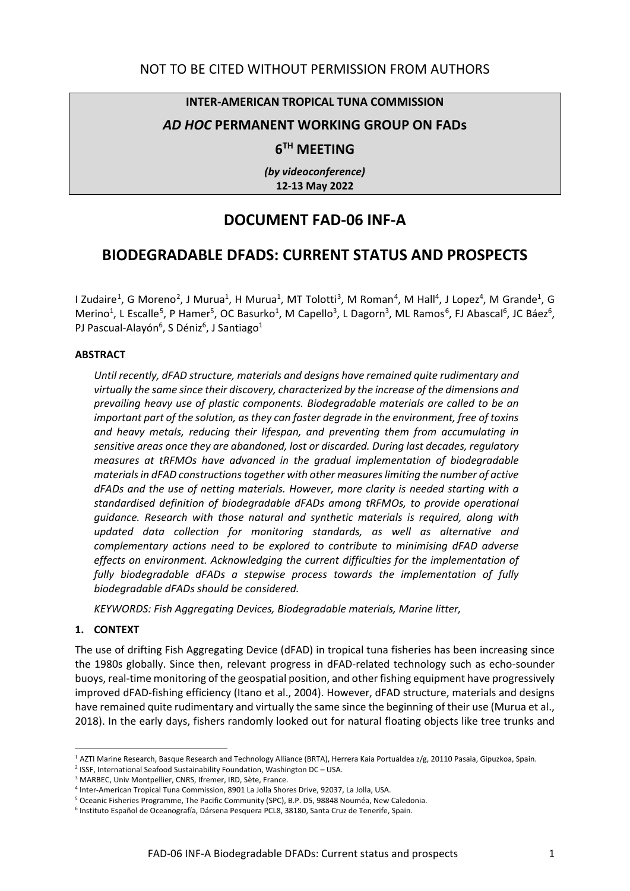NOT TO BE CITED WITHOUT PERMISSION FROM AUTHORS

**INTER-AMERICAN TROPICAL TUNA COMMISSION**

***AD HOC* PERMANENT WORKING GROUP ON FADs**

**6TH MEETING**

***(by videoconference)***

**12-13 May 2022**

# DOCUMENT FAD-06 INF-A

# BIODEGRADABLE DFADS: CURRENT STATUS AND PROSPECTS

I Zudaire[1], G Moreno[2], J Murua[1], H Murua[1], MT Tolotti[3], M Roman[4], M Hall[4], J Lopez[4], M Grande[1], G Merino[1], L Escalle[5], P Hamer[5], OC Basurko[1], M Capello[3], L Dagorn[3], ML Ramos[6], FJ Abascal[6], JC Báez[6], PJ Pascual-Alayón[6], S Déniz[6], J Santiago[1]

**ABSTRACT**

*Until recently, dFAD structure, materials and designs have remained quite rudimentary and virtually the same since their discovery, characterized by the increase of the dimensions and prevailing heavy use of plastic components. Biodegradable materials are called to be an important part of the solution, as they can faster degrade in the environment, free of toxins and heavy metals, reducing their lifespan, and preventing them from accumulating in sensitive areas once they are abandoned, lost or discarded. During last decades, regulatory measures at tRFMOs have advanced in the gradual implementation of biodegradable materials in dFAD constructions together with other measures limiting the number of active dFADs and the use of netting materials. However, more clarity is needed starting with a standardised definition of biodegradable dFADs among tRFMOs, to provide operational guidance. Research with those natural and synthetic materials is required, along with updated data collection for monitoring standards, as well as alternative and complementary actions need to be explored to contribute to minimising dFAD adverse effects on environment. Acknowledging the current difficulties for the implementation of fully biodegradable dFADs a stepwise process towards the implementation of fully biodegradable dFADs should be considered.*

*KEYWORDS: Fish Aggregating Devices, Biodegradable materials, Marine litter,*

## 1. CONTEXT

The use of drifting Fish Aggregating Device (dFAD) in tropical tuna fisheries has been increasing since the 1980s globally. Since then, relevant progress in dFAD-related technology such as echo-sounder buoys, real-time monitoring of the geospatial position, and other fishing equipment have progressively improved dFAD-fishing efficiency (Itano et al., 2004). However, dFAD structure, materials and designs have remained quite rudimentary and virtually the same since the beginning of their use (Murua et al., 2018). In the early days, fishers randomly looked out for natural floating objects like tree trunks and

---

[1] AZTI Marine Research, Basque Research and Technology Alliance (BRTA), Herrera Kaia Portualdea z/g, 20110 Pasaia, Gipuzkoa, Spain.
[2] ISSF, International Seafood Sustainability Foundation, Washington DC – USA.
[3] MARBEC, Univ Montpellier, CNRS, Ifremer, IRD, Sète, France.
[4] Inter-American Tropical Tuna Commission, 8901 La Jolla Shores Drive, 92037, La Jolla, USA.
[5] Oceanic Fisheries Programme, The Pacific Community (SPC), B.P. D5, 98848 Nouméa, New Caledonia.
[6] Instituto Español de Oceanografía, Dársena Pesquera PCL8, 38180, Santa Cruz de Tenerife, Spain.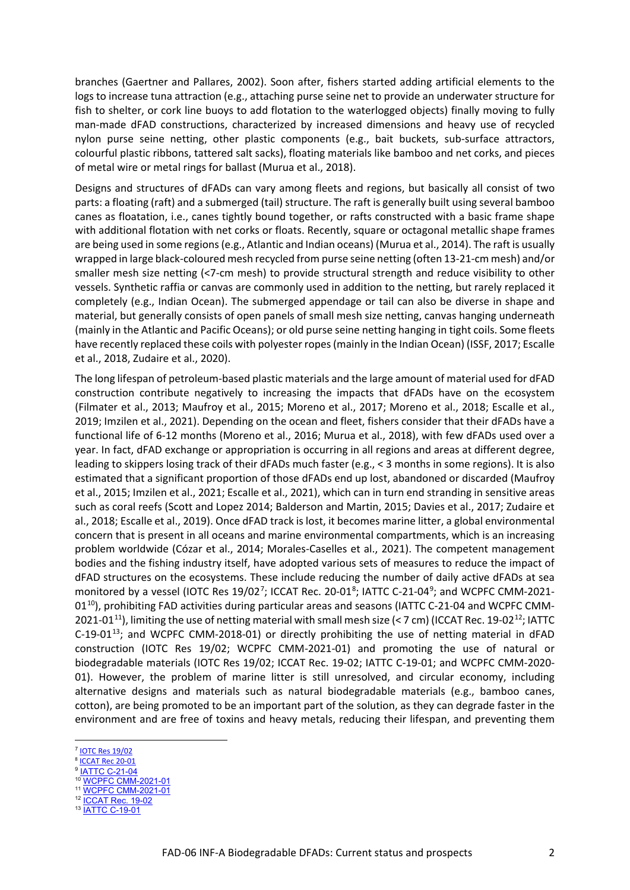branches (Gaertner and Pallares, 2002). Soon after, fishers started adding artificial elements to the logs to increase tuna attraction (e.g., attaching purse seine net to provide an underwater structure for fish to shelter, or cork line buoys to add flotation to the waterlogged objects) finally moving to fully man-made dFAD constructions, characterized by increased dimensions and heavy use of recycled nylon purse seine netting, other plastic components (e.g., bait buckets, sub-surface attractors, colourful plastic ribbons, tattered salt sacks), floating materials like bamboo and net corks, and pieces of metal wire or metal rings for ballast (Murua et al., 2018).

Designs and structures of dFADs can vary among fleets and regions, but basically all consist of two parts: a floating (raft) and a submerged (tail) structure. The raft is generally built using several bamboo canes as floatation, i.e., canes tightly bound together, or rafts constructed with a basic frame shape with additional flotation with net corks or floats. Recently, square or octagonal metallic shape frames are being used in some regions (e.g., Atlantic and Indian oceans) (Murua et al., 2014). The raft is usually wrapped in large black-coloured mesh recycled from purse seine netting (often 13-21-cm mesh) and/or smaller mesh size netting (<7-cm mesh) to provide structural strength and reduce visibility to other vessels. Synthetic raffia or canvas are commonly used in addition to the netting, but rarely replaced it completely (e.g., Indian Ocean). The submerged appendage or tail can also be diverse in shape and material, but generally consists of open panels of small mesh size netting, canvas hanging underneath (mainly in the Atlantic and Pacific Oceans); or old purse seine netting hanging in tight coils. Some fleets have recently replaced these coils with polyester ropes (mainly in the Indian Ocean) (ISSF, 2017; Escalle et al., 2018, Zudaire et al., 2020).

The long lifespan of petroleum-based plastic materials and the large amount of material used for dFAD construction contribute negatively to increasing the impacts that dFADs have on the ecosystem (Filmater et al., 2013; Maufroy et al., 2015; Moreno et al., 2017; Moreno et al., 2018; Escalle et al., 2019; Imzilen et al., 2021). Depending on the ocean and fleet, fishers consider that their dFADs have a functional life of 6-12 months (Moreno et al., 2016; Murua et al., 2018), with few dFADs used over a year. In fact, dFAD exchange or appropriation is occurring in all regions and areas at different degree, leading to skippers losing track of their dFADs much faster (e.g., < 3 months in some regions). It is also estimated that a significant proportion of those dFADs end up lost, abandoned or discarded (Maufroy et al., 2015; Imzilen et al., 2021; Escalle et al., 2021), which can in turn end stranding in sensitive areas such as coral reefs (Scott and Lopez 2014; Balderson and Martin, 2015; Davies et al., 2017; Zudaire et al., 2018; Escalle et al., 2019). Once dFAD track is lost, it becomes marine litter, a global environmental concern that is present in all oceans and marine environmental compartments, which is an increasing problem worldwide (Cózar et al., 2014; Morales-Caselles et al., 2021). The competent management bodies and the fishing industry itself, have adopted various sets of measures to reduce the impact of dFAD structures on the ecosystems. These include reducing the number of daily active dFADs at sea monitored by a vessel (IOTC Res 19/02[7]; ICCAT Rec. 20-01[8]; IATTC C-21-04[9]; and WCPFC CMM-2021-01[10]), prohibiting FAD activities during particular areas and seasons (IATTC C-21-04 and WCPFC CMM-2021-01[11]), limiting the use of netting material with small mesh size (< 7 cm) (ICCAT Rec. 19-02[12]; IATTC C-19-01[13]; and WCPFC CMM-2018-01) or directly prohibiting the use of netting material in dFAD construction (IOTC Res 19/02; WCPFC CMM-2021-01) and promoting the use of natural or biodegradable materials (IOTC Res 19/02; ICCAT Rec. 19-02; IATTC C-19-01; and WCPFC CMM-2020-01). However, the problem of marine litter is still unresolved, and circular economy, including alternative designs and materials such as natural biodegradable materials (e.g., bamboo canes, cotton), are being promoted to be an important part of the solution, as they can degrade faster in the environment and are free of toxins and heavy metals, reducing their lifespan, and preventing them

---

[7] IOTC Res 19/02
[8] ICCAT Rec 20-01
[9] IATTC C-21-04
[10] WCPFC CMM-2021-01
[11] WCPFC CMM-2021-01
[12] ICCAT Rec. 19-02
[13] IATTC C-19-01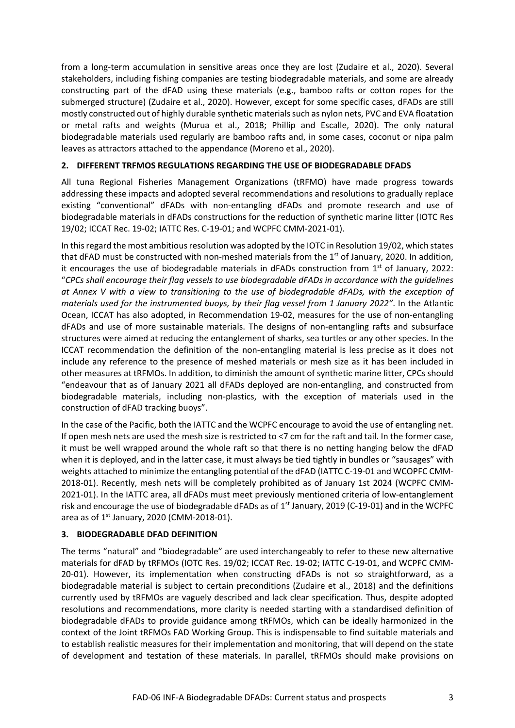from a long-term accumulation in sensitive areas once they are lost (Zudaire et al., 2020). Several stakeholders, including fishing companies are testing biodegradable materials, and some are already constructing part of the dFAD using these materials (e.g., bamboo rafts or cotton ropes for the submerged structure) (Zudaire et al., 2020). However, except for some specific cases, dFADs are still mostly constructed out of highly durable synthetic materials such as nylon nets, PVC and EVA floatation or metal rafts and weights (Murua et al., 2018; Phillip and Escalle, 2020). The only natural biodegradable materials used regularly are bamboo rafts and, in some cases, coconut or nipa palm leaves as attractors attached to the appendance (Moreno et al., 2020).

## 2. DIFFERENT TRFMOS REGULATIONS REGARDING THE USE OF BIODEGRADABLE DFADS

All tuna Regional Fisheries Management Organizations (tRFMO) have made progress towards addressing these impacts and adopted several recommendations and resolutions to gradually replace existing "conventional" dFADs with non-entangling dFADs and promote research and use of biodegradable materials in dFADs constructions for the reduction of synthetic marine litter (IOTC Res 19/02; ICCAT Rec. 19-02; IATTC Res. C-19-01; and WCPFC CMM-2021-01).

In this regard the most ambitious resolution was adopted by the IOTC in Resolution 19/02, which states that dFAD must be constructed with non-meshed materials from the 1st of January, 2020. In addition, it encourages the use of biodegradable materials in dFADs construction from 1st of January, 2022: "*CPCs shall encourage their flag vessels to use biodegradable dFADs in accordance with the guidelines at Annex V with a view to transitioning to the use of biodegradable dFADs, with the exception of materials used for the instrumented buoys, by their flag vessel from 1 January 2022"*. In the Atlantic Ocean, ICCAT has also adopted, in Recommendation 19-02, measures for the use of non-entangling dFADs and use of more sustainable materials. The designs of non-entangling rafts and subsurface structures were aimed at reducing the entanglement of sharks, sea turtles or any other species. In the ICCAT recommendation the definition of the non-entangling material is less precise as it does not include any reference to the presence of meshed materials or mesh size as it has been included in other measures at tRFMOs. In addition, to diminish the amount of synthetic marine litter, CPCs should "endeavour that as of January 2021 all dFADs deployed are non-entangling, and constructed from biodegradable materials, including non-plastics, with the exception of materials used in the construction of dFAD tracking buoys".

In the case of the Pacific, both the IATTC and the WCPFC encourage to avoid the use of entangling net. If open mesh nets are used the mesh size is restricted to <7 cm for the raft and tail. In the former case, it must be well wrapped around the whole raft so that there is no netting hanging below the dFAD when it is deployed, and in the latter case, it must always be tied tightly in bundles or "sausages" with weights attached to minimize the entangling potential of the dFAD (IATTC C-19-01 and WCOPFC CMM-2018-01). Recently, mesh nets will be completely prohibited as of January 1st 2024 (WCPFC CMM-2021-01). In the IATTC area, all dFADs must meet previously mentioned criteria of low-entanglement risk and encourage the use of biodegradable dFADs as of 1st January, 2019 (C-19-01) and in the WCPFC area as of 1st January, 2020 (CMM-2018-01).

## 3. BIODEGRADABLE DFAD DEFINITION

The terms "natural" and "biodegradable" are used interchangeably to refer to these new alternative materials for dFAD by tRFMOs (IOTC Res. 19/02; ICCAT Rec. 19-02; IATTC C-19-01, and WCPFC CMM-20-01). However, its implementation when constructing dFADs is not so straightforward, as a biodegradable material is subject to certain preconditions (Zudaire et al., 2018) and the definitions currently used by tRFMOs are vaguely described and lack clear specification. Thus, despite adopted resolutions and recommendations, more clarity is needed starting with a standardised definition of biodegradable dFADs to provide guidance among tRFMOs, which can be ideally harmonized in the context of the Joint tRFMOs FAD Working Group. This is indispensable to find suitable materials and to establish realistic measures for their implementation and monitoring, that will depend on the state of development and testation of these materials. In parallel, tRFMOs should make provisions on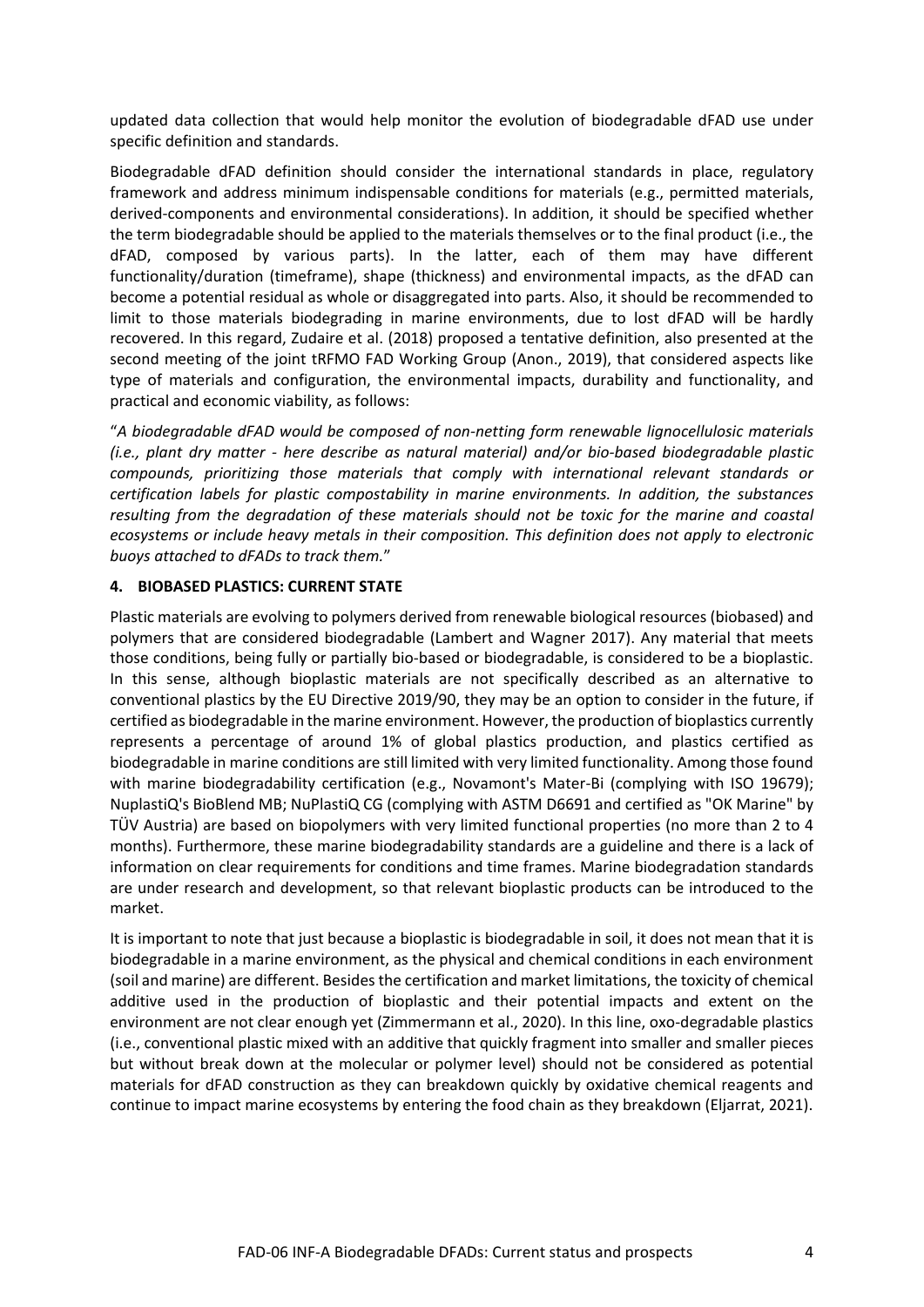updated data collection that would help monitor the evolution of biodegradable dFAD use under specific definition and standards.

Biodegradable dFAD definition should consider the international standards in place, regulatory framework and address minimum indispensable conditions for materials (e.g., permitted materials, derived-components and environmental considerations). In addition, it should be specified whether the term biodegradable should be applied to the materials themselves or to the final product (i.e., the dFAD, composed by various parts). In the latter, each of them may have different functionality/duration (timeframe), shape (thickness) and environmental impacts, as the dFAD can become a potential residual as whole or disaggregated into parts. Also, it should be recommended to limit to those materials biodegrading in marine environments, due to lost dFAD will be hardly recovered. In this regard, Zudaire et al. (2018) proposed a tentative definition, also presented at the second meeting of the joint tRFMO FAD Working Group (Anon., 2019), that considered aspects like type of materials and configuration, the environmental impacts, durability and functionality, and practical and economic viability, as follows:

"*A biodegradable dFAD would be composed of non-netting form renewable lignocellulosic materials (i.e., plant dry matter - here describe as natural material) and/or bio-based biodegradable plastic compounds, prioritizing those materials that comply with international relevant standards or certification labels for plastic compostability in marine environments. In addition, the substances resulting from the degradation of these materials should not be toxic for the marine and coastal ecosystems or include heavy metals in their composition. This definition does not apply to electronic buoys attached to dFADs to track them.*"

## 4. BIOBASED PLASTICS: CURRENT STATE

Plastic materials are evolving to polymers derived from renewable biological resources (biobased) and polymers that are considered biodegradable (Lambert and Wagner 2017). Any material that meets those conditions, being fully or partially bio-based or biodegradable, is considered to be a bioplastic. In this sense, although bioplastic materials are not specifically described as an alternative to conventional plastics by the EU Directive 2019/90, they may be an option to consider in the future, if certified as biodegradable in the marine environment. However, the production of bioplastics currently represents a percentage of around 1% of global plastics production, and plastics certified as biodegradable in marine conditions are still limited with very limited functionality. Among those found with marine biodegradability certification (e.g., Novamont's Mater-Bi (complying with ISO 19679); NuplastiQ's BioBlend MB; NuPlastiQ CG (complying with ASTM D6691 and certified as "OK Marine" by TÜV Austria) are based on biopolymers with very limited functional properties (no more than 2 to 4 months). Furthermore, these marine biodegradability standards are a guideline and there is a lack of information on clear requirements for conditions and time frames. Marine biodegradation standards are under research and development, so that relevant bioplastic products can be introduced to the market.

It is important to note that just because a bioplastic is biodegradable in soil, it does not mean that it is biodegradable in a marine environment, as the physical and chemical conditions in each environment (soil and marine) are different. Besides the certification and market limitations, the toxicity of chemical additive used in the production of bioplastic and their potential impacts and extent on the environment are not clear enough yet (Zimmermann et al., 2020). In this line, oxo-degradable plastics (i.e., conventional plastic mixed with an additive that quickly fragment into smaller and smaller pieces but without break down at the molecular or polymer level) should not be considered as potential materials for dFAD construction as they can breakdown quickly by oxidative chemical reagents and continue to impact marine ecosystems by entering the food chain as they breakdown (Eljarrat, 2021).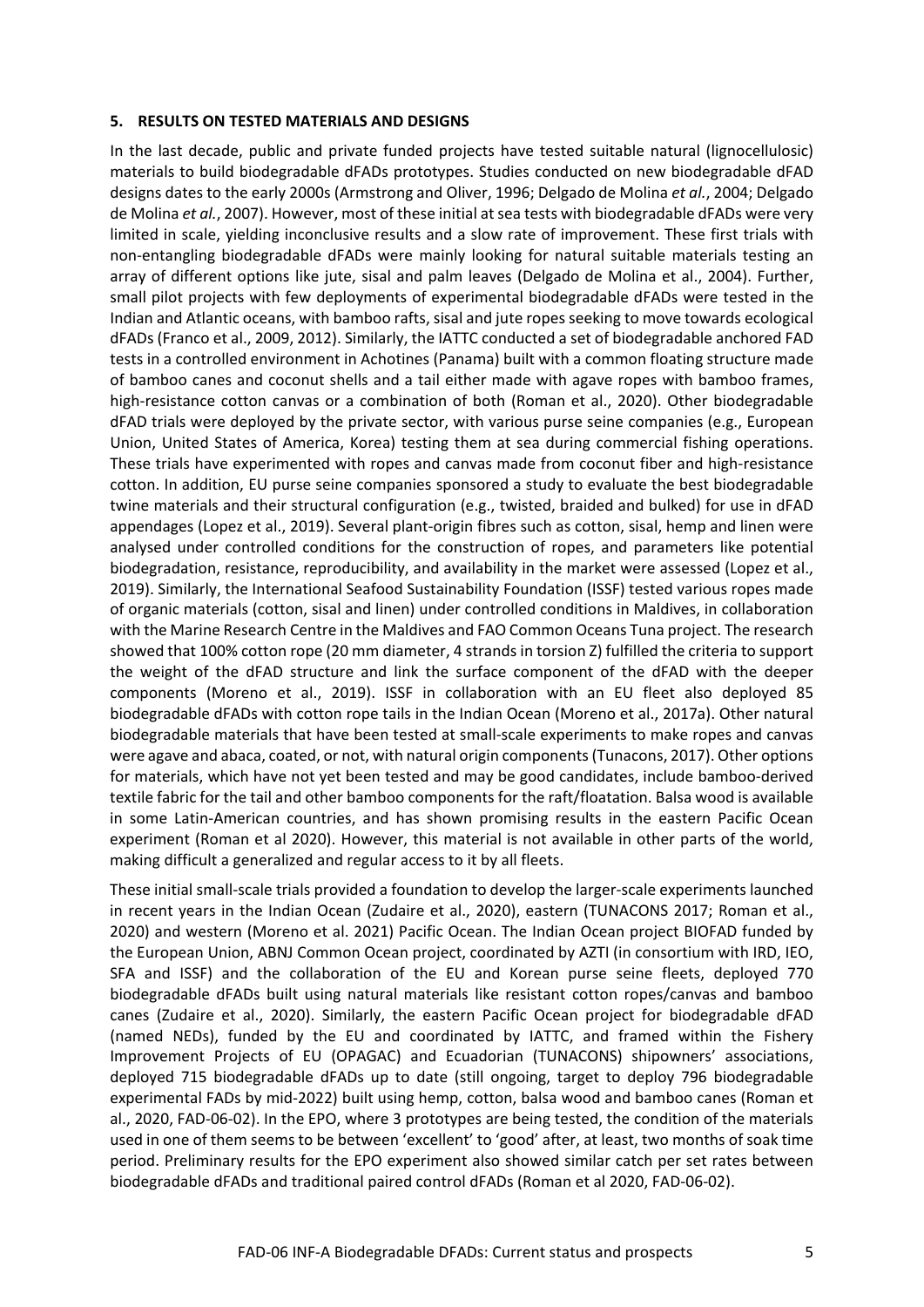**5. RESULTS ON TESTED MATERIALS AND DESIGNS**

In the last decade, public and private funded projects have tested suitable natural (lignocellulosic) materials to build biodegradable dFADs prototypes. Studies conducted on new biodegradable dFAD designs dates to the early 2000s (Armstrong and Oliver, 1996; Delgado de Molina *et al.*, 2004; Delgado de Molina *et al.*, 2007). However, most of these initial at sea tests with biodegradable dFADs were very limited in scale, yielding inconclusive results and a slow rate of improvement. These first trials with non-entangling biodegradable dFADs were mainly looking for natural suitable materials testing an array of different options like jute, sisal and palm leaves (Delgado de Molina et al., 2004). Further, small pilot projects with few deployments of experimental biodegradable dFADs were tested in the Indian and Atlantic oceans, with bamboo rafts, sisal and jute ropes seeking to move towards ecological dFADs (Franco et al., 2009, 2012). Similarly, the IATTC conducted a set of biodegradable anchored FAD tests in a controlled environment in Achotines (Panama) built with a common floating structure made of bamboo canes and coconut shells and a tail either made with agave ropes with bamboo frames, high-resistance cotton canvas or a combination of both (Roman et al., 2020). Other biodegradable dFAD trials were deployed by the private sector, with various purse seine companies (e.g., European Union, United States of America, Korea) testing them at sea during commercial fishing operations. These trials have experimented with ropes and canvas made from coconut fiber and high-resistance cotton. In addition, EU purse seine companies sponsored a study to evaluate the best biodegradable twine materials and their structural configuration (e.g., twisted, braided and bulked) for use in dFAD appendages (Lopez et al., 2019). Several plant-origin fibres such as cotton, sisal, hemp and linen were analysed under controlled conditions for the construction of ropes, and parameters like potential biodegradation, resistance, reproducibility, and availability in the market were assessed (Lopez et al., 2019). Similarly, the International Seafood Sustainability Foundation (ISSF) tested various ropes made of organic materials (cotton, sisal and linen) under controlled conditions in Maldives, in collaboration with the Marine Research Centre in the Maldives and FAO Common Oceans Tuna project. The research showed that 100% cotton rope (20 mm diameter, 4 strands in torsion Z) fulfilled the criteria to support the weight of the dFAD structure and link the surface component of the dFAD with the deeper components (Moreno et al., 2019). ISSF in collaboration with an EU fleet also deployed 85 biodegradable dFADs with cotton rope tails in the Indian Ocean (Moreno et al., 2017a). Other natural biodegradable materials that have been tested at small-scale experiments to make ropes and canvas were agave and abaca, coated, or not, with natural origin components (Tunacons, 2017). Other options for materials, which have not yet been tested and may be good candidates, include bamboo-derived textile fabric for the tail and other bamboo components for the raft/floatation. Balsa wood is available in some Latin-American countries, and has shown promising results in the eastern Pacific Ocean experiment (Roman et al 2020). However, this material is not available in other parts of the world, making difficult a generalized and regular access to it by all fleets.

These initial small-scale trials provided a foundation to develop the larger-scale experiments launched in recent years in the Indian Ocean (Zudaire et al., 2020), eastern (TUNACONS 2017; Roman et al., 2020) and western (Moreno et al. 2021) Pacific Ocean. The Indian Ocean project BIOFAD funded by the European Union, ABNJ Common Ocean project, coordinated by AZTI (in consortium with IRD, IEO, SFA and ISSF) and the collaboration of the EU and Korean purse seine fleets, deployed 770 biodegradable dFADs built using natural materials like resistant cotton ropes/canvas and bamboo canes (Zudaire et al., 2020). Similarly, the eastern Pacific Ocean project for biodegradable dFAD (named NEDs), funded by the EU and coordinated by IATTC, and framed within the Fishery Improvement Projects of EU (OPAGAC) and Ecuadorian (TUNACONS) shipowners' associations, deployed 715 biodegradable dFADs up to date (still ongoing, target to deploy 796 biodegradable experimental FADs by mid-2022) built using hemp, cotton, balsa wood and bamboo canes (Roman et al., 2020, FAD-06-02). In the EPO, where 3 prototypes are being tested, the condition of the materials used in one of them seems to be between 'excellent' to 'good' after, at least, two months of soak time period. Preliminary results for the EPO experiment also showed similar catch per set rates between biodegradable dFADs and traditional paired control dFADs (Roman et al 2020, FAD-06-02).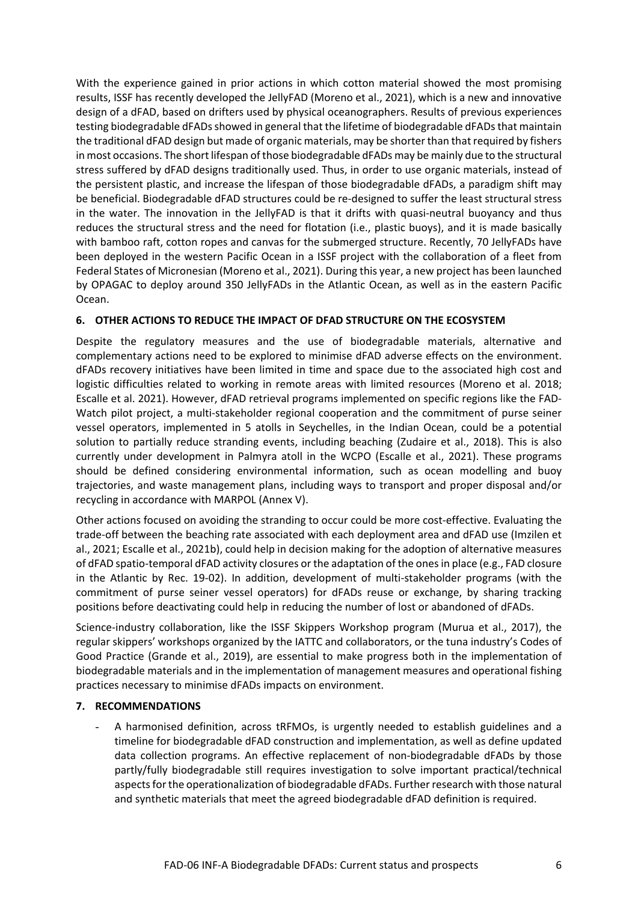With the experience gained in prior actions in which cotton material showed the most promising results, ISSF has recently developed the JellyFAD (Moreno et al., 2021), which is a new and innovative design of a dFAD, based on drifters used by physical oceanographers. Results of previous experiences testing biodegradable dFADs showed in general that the lifetime of biodegradable dFADs that maintain the traditional dFAD design but made of organic materials, may be shorter than that required by fishers in most occasions. The short lifespan of those biodegradable dFADs may be mainly due to the structural stress suffered by dFAD designs traditionally used. Thus, in order to use organic materials, instead of the persistent plastic, and increase the lifespan of those biodegradable dFADs, a paradigm shift may be beneficial. Biodegradable dFAD structures could be re-designed to suffer the least structural stress in the water. The innovation in the JellyFAD is that it drifts with quasi-neutral buoyancy and thus reduces the structural stress and the need for flotation (i.e., plastic buoys), and it is made basically with bamboo raft, cotton ropes and canvas for the submerged structure. Recently, 70 JellyFADs have been deployed in the western Pacific Ocean in a ISSF project with the collaboration of a fleet from Federal States of Micronesian (Moreno et al., 2021). During this year, a new project has been launched by OPAGAC to deploy around 350 JellyFADs in the Atlantic Ocean, as well as in the eastern Pacific Ocean.

## 6. OTHER ACTIONS TO REDUCE THE IMPACT OF DFAD STRUCTURE ON THE ECOSYSTEM

Despite the regulatory measures and the use of biodegradable materials, alternative and complementary actions need to be explored to minimise dFAD adverse effects on the environment. dFADs recovery initiatives have been limited in time and space due to the associated high cost and logistic difficulties related to working in remote areas with limited resources (Moreno et al. 2018; Escalle et al. 2021). However, dFAD retrieval programs implemented on specific regions like the FAD-Watch pilot project, a multi-stakeholder regional cooperation and the commitment of purse seiner vessel operators, implemented in 5 atolls in Seychelles, in the Indian Ocean, could be a potential solution to partially reduce stranding events, including beaching (Zudaire et al., 2018). This is also currently under development in Palmyra atoll in the WCPO (Escalle et al., 2021). These programs should be defined considering environmental information, such as ocean modelling and buoy trajectories, and waste management plans, including ways to transport and proper disposal and/or recycling in accordance with MARPOL (Annex V).

Other actions focused on avoiding the stranding to occur could be more cost-effective. Evaluating the trade-off between the beaching rate associated with each deployment area and dFAD use (Imzilen et al., 2021; Escalle et al., 2021b), could help in decision making for the adoption of alternative measures of dFAD spatio-temporal dFAD activity closures or the adaptation of the ones in place (e.g., FAD closure in the Atlantic by Rec. 19-02). In addition, development of multi-stakeholder programs (with the commitment of purse seiner vessel operators) for dFADs reuse or exchange, by sharing tracking positions before deactivating could help in reducing the number of lost or abandoned of dFADs.

Science-industry collaboration, like the ISSF Skippers Workshop program (Murua et al., 2017), the regular skippers' workshops organized by the IATTC and collaborators, or the tuna industry's Codes of Good Practice (Grande et al., 2019), are essential to make progress both in the implementation of biodegradable materials and in the implementation of management measures and operational fishing practices necessary to minimise dFADs impacts on environment.

## 7. RECOMMENDATIONS

- A harmonised definition, across tRFMOs, is urgently needed to establish guidelines and a timeline for biodegradable dFAD construction and implementation, as well as define updated data collection programs. An effective replacement of non-biodegradable dFADs by those partly/fully biodegradable still requires investigation to solve important practical/technical aspects for the operationalization of biodegradable dFADs. Further research with those natural and synthetic materials that meet the agreed biodegradable dFAD definition is required.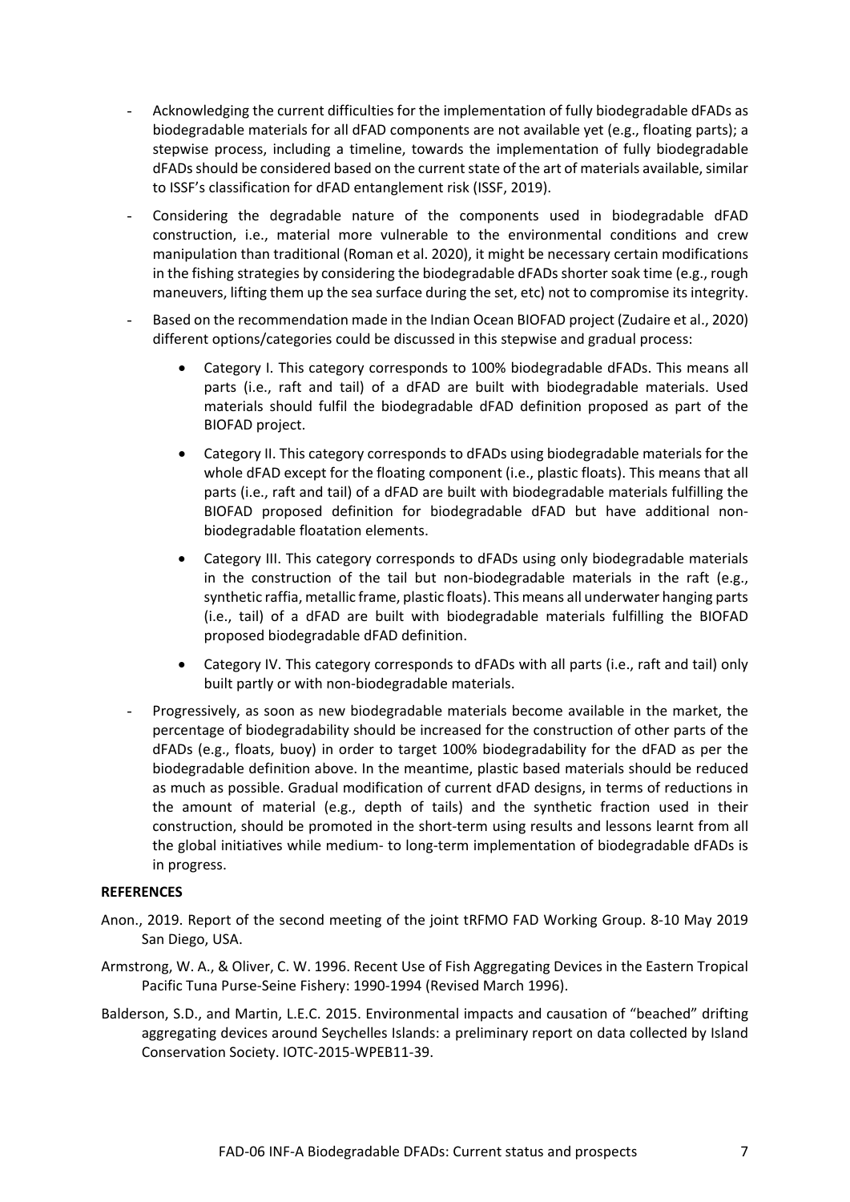- Acknowledging the current difficulties for the implementation of fully biodegradable dFADs as biodegradable materials for all dFAD components are not available yet (e.g., floating parts); a stepwise process, including a timeline, towards the implementation of fully biodegradable dFADs should be considered based on the current state of the art of materials available, similar to ISSF's classification for dFAD entanglement risk (ISSF, 2019).
- Considering the degradable nature of the components used in biodegradable dFAD construction, i.e., material more vulnerable to the environmental conditions and crew manipulation than traditional (Roman et al. 2020), it might be necessary certain modifications in the fishing strategies by considering the biodegradable dFADs shorter soak time (e.g., rough maneuvers, lifting them up the sea surface during the set, etc) not to compromise its integrity.
- Based on the recommendation made in the Indian Ocean BIOFAD project (Zudaire et al., 2020) different options/categories could be discussed in this stepwise and gradual process:
    - Category I. This category corresponds to 100% biodegradable dFADs. This means all parts (i.e., raft and tail) of a dFAD are built with biodegradable materials. Used materials should fulfil the biodegradable dFAD definition proposed as part of the BIOFAD project.
    - Category II. This category corresponds to dFADs using biodegradable materials for the whole dFAD except for the floating component (i.e., plastic floats). This means that all parts (i.e., raft and tail) of a dFAD are built with biodegradable materials fulfilling the BIOFAD proposed definition for biodegradable dFAD but have additional non-biodegradable floatation elements.
    - Category III. This category corresponds to dFADs using only biodegradable materials in the construction of the tail but non-biodegradable materials in the raft (e.g., synthetic raffia, metallic frame, plastic floats). This means all underwater hanging parts (i.e., tail) of a dFAD are built with biodegradable materials fulfilling the BIOFAD proposed biodegradable dFAD definition.
    - Category IV. This category corresponds to dFADs with all parts (i.e., raft and tail) only built partly or with non-biodegradable materials.
- Progressively, as soon as new biodegradable materials become available in the market, the percentage of biodegradability should be increased for the construction of other parts of the dFADs (e.g., floats, buoy) in order to target 100% biodegradability for the dFAD as per the biodegradable definition above. In the meantime, plastic based materials should be reduced as much as possible. Gradual modification of current dFAD designs, in terms of reductions in the amount of material (e.g., depth of tails) and the synthetic fraction used in their construction, should be promoted in the short-term using results and lessons learnt from all the global initiatives while medium- to long-term implementation of biodegradable dFADs is in progress.

**REFERENCES**

Anon., 2019. Report of the second meeting of the joint tRFMO FAD Working Group. 8-10 May 2019 San Diego, USA.

Armstrong, W. A., & Oliver, C. W. 1996. Recent Use of Fish Aggregating Devices in the Eastern Tropical Pacific Tuna Purse-Seine Fishery: 1990-1994 (Revised March 1996).

Balderson, S.D., and Martin, L.E.C. 2015. Environmental impacts and causation of "beached" drifting aggregating devices around Seychelles Islands: a preliminary report on data collected by Island Conservation Society. IOTC-2015-WPEB11-39.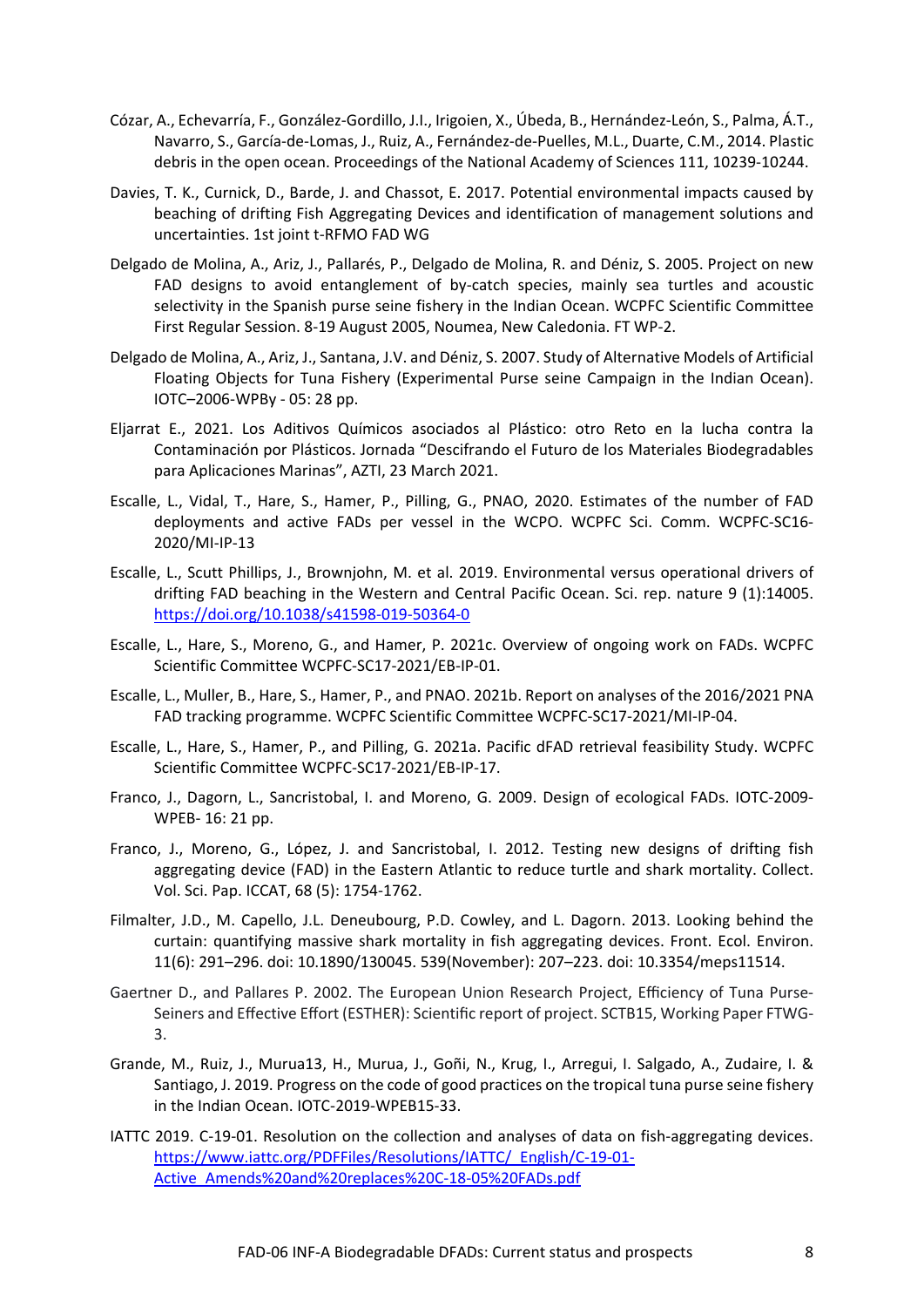Cózar, A., Echevarría, F., González-Gordillo, J.I., Irigoien, X., Úbeda, B., Hernández-León, S., Palma, Á.T., Navarro, S., García-de-Lomas, J., Ruiz, A., Fernández-de-Puelles, M.L., Duarte, C.M., 2014. Plastic debris in the open ocean. Proceedings of the National Academy of Sciences 111, 10239-10244.

Davies, T. K., Curnick, D., Barde, J. and Chassot, E. 2017. Potential environmental impacts caused by beaching of drifting Fish Aggregating Devices and identification of management solutions and uncertainties. 1st joint t-RFMO FAD WG

Delgado de Molina, A., Ariz, J., Pallarés, P., Delgado de Molina, R. and Déniz, S. 2005. Project on new FAD designs to avoid entanglement of by-catch species, mainly sea turtles and acoustic selectivity in the Spanish purse seine fishery in the Indian Ocean. WCPFC Scientific Committee First Regular Session. 8-19 August 2005, Noumea, New Caledonia. FT WP-2.

Delgado de Molina, A., Ariz, J., Santana, J.V. and Déniz, S. 2007. Study of Alternative Models of Artificial Floating Objects for Tuna Fishery (Experimental Purse seine Campaign in the Indian Ocean). IOTC–2006-WPBy - 05: 28 pp.

Eljarrat E., 2021. Los Aditivos Químicos asociados al Plástico: otro Reto en la lucha contra la Contaminación por Plásticos. Jornada "Descifrando el Futuro de los Materiales Biodegradables para Aplicaciones Marinas", AZTI, 23 March 2021.

Escalle, L., Vidal, T., Hare, S., Hamer, P., Pilling, G., PNAO, 2020. Estimates of the number of FAD deployments and active FADs per vessel in the WCPO. WCPFC Sci. Comm. WCPFC-SC16-2020/MI-IP-13

Escalle, L., Scutt Phillips, J., Brownjohn, M. et al. 2019. Environmental versus operational drivers of drifting FAD beaching in the Western and Central Pacific Ocean. Sci. rep. nature 9 (1):14005. https://doi.org/10.1038/s41598-019-50364-0

Escalle, L., Hare, S., Moreno, G., and Hamer, P. 2021c. Overview of ongoing work on FADs. WCPFC Scientific Committee WCPFC-SC17-2021/EB-IP-01.

Escalle, L., Muller, B., Hare, S., Hamer, P., and PNAO. 2021b. Report on analyses of the 2016/2021 PNA FAD tracking programme. WCPFC Scientific Committee WCPFC-SC17-2021/MI-IP-04.

Escalle, L., Hare, S., Hamer, P., and Pilling, G. 2021a. Pacific dFAD retrieval feasibility Study. WCPFC Scientific Committee WCPFC-SC17-2021/EB-IP-17.

Franco, J., Dagorn, L., Sancristobal, I. and Moreno, G. 2009. Design of ecological FADs. IOTC-2009-WPEB- 16: 21 pp.

Franco, J., Moreno, G., López, J. and Sancristobal, I. 2012. Testing new designs of drifting fish aggregating device (FAD) in the Eastern Atlantic to reduce turtle and shark mortality. Collect. Vol. Sci. Pap. ICCAT, 68 (5): 1754-1762.

Filmalter, J.D., M. Capello, J.L. Deneubourg, P.D. Cowley, and L. Dagorn. 2013. Looking behind the curtain: quantifying massive shark mortality in fish aggregating devices. Front. Ecol. Environ. 11(6): 291–296. doi: 10.1890/130045. 539(November): 207–223. doi: 10.3354/meps11514.

Gaertner D., and Pallares P. 2002. The European Union Research Project, Efficiency of Tuna Purse-Seiners and Effective Effort (ESTHER): Scientific report of project. SCTB15, Working Paper FTWG-3.

Grande, M., Ruiz, J., Murua13, H., Murua, J., Goñi, N., Krug, I., Arregui, I. Salgado, A., Zudaire, I. & Santiago, J. 2019. Progress on the code of good practices on the tropical tuna purse seine fishery in the Indian Ocean. IOTC-2019-WPEB15-33.

IATTC 2019. C-19-01. Resolution on the collection and analyses of data on fish-aggregating devices. https://www.iattc.org/PDFFiles/Resolutions/IATTC/_English/C-19-01-Active_Amends%20and%20replaces%20C-18-05%20FADs.pdf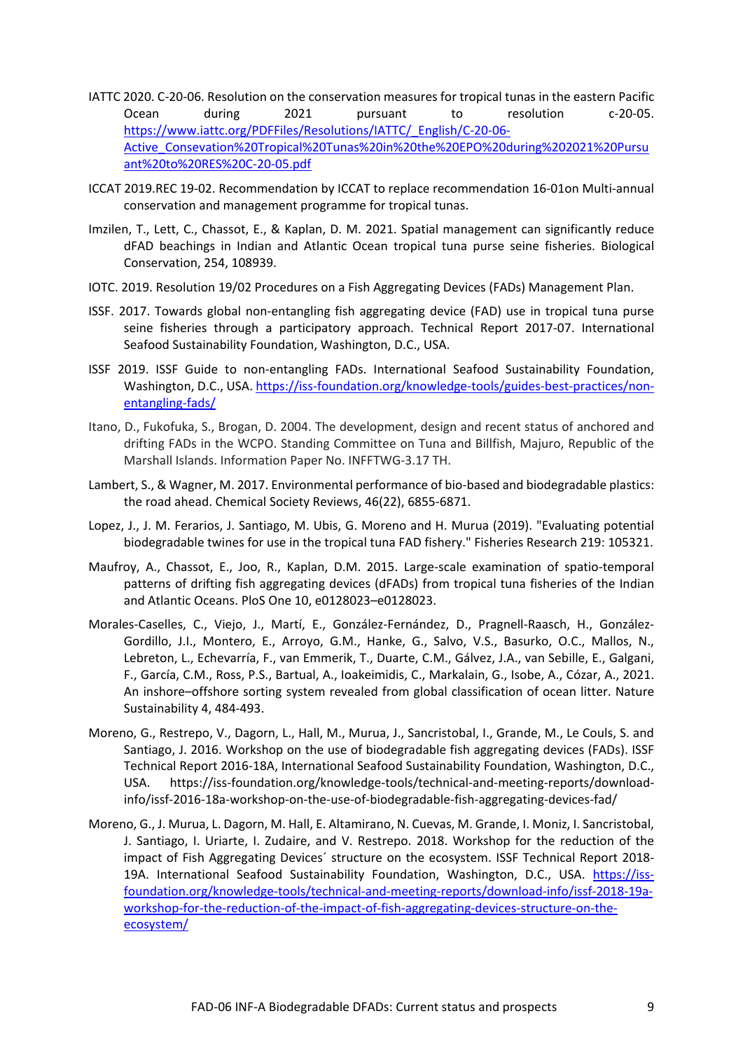IATTC 2020. C-20-06. Resolution on the conservation measures for tropical tunas in the eastern Pacific Ocean during 2021 pursuant to resolution c-20-05. https://www.iattc.org/PDFFiles/Resolutions/IATTC/_English/C-20-06-Active_Consevation%20Tropical%20Tunas%20in%20the%20EPO%20during%202021%20Pursuant%20to%20RES%20C-20-05.pdf

ICCAT 2019.REC 19-02. Recommendation by ICCAT to replace recommendation 16-01on Multi-annual conservation and management programme for tropical tunas.

Imzilen, T., Lett, C., Chassot, E., & Kaplan, D. M. 2021. Spatial management can significantly reduce dFAD beachings in Indian and Atlantic Ocean tropical tuna purse seine fisheries. Biological Conservation, 254, 108939.

IOTC. 2019. Resolution 19/02 Procedures on a Fish Aggregating Devices (FADs) Management Plan.

ISSF. 2017. Towards global non-entangling fish aggregating device (FAD) use in tropical tuna purse seine fisheries through a participatory approach. Technical Report 2017-07. International Seafood Sustainability Foundation, Washington, D.C., USA.

ISSF 2019. ISSF Guide to non-entangling FADs. International Seafood Sustainability Foundation, Washington, D.C., USA. https://iss-foundation.org/knowledge-tools/guides-best-practices/non-entangling-fads/

Itano, D., Fukofuka, S., Brogan, D. 2004. The development, design and recent status of anchored and drifting FADs in the WCPO. Standing Committee on Tuna and Billfish, Majuro, Republic of the Marshall Islands. Information Paper No. INFFTWG-3.17 TH.

Lambert, S., & Wagner, M. 2017. Environmental performance of bio-based and biodegradable plastics: the road ahead. Chemical Society Reviews, 46(22), 6855-6871.

Lopez, J., J. M. Ferarios, J. Santiago, M. Ubis, G. Moreno and H. Murua (2019). "Evaluating potential biodegradable twines for use in the tropical tuna FAD fishery." Fisheries Research 219: 105321.

Maufroy, A., Chassot, E., Joo, R., Kaplan, D.M. 2015. Large-scale examination of spatio-temporal patterns of drifting fish aggregating devices (dFADs) from tropical tuna fisheries of the Indian and Atlantic Oceans. PloS One 10, e0128023–e0128023.

Morales-Caselles, C., Viejo, J., Martí, E., González-Fernández, D., Pragnell-Raasch, H., González-Gordillo, J.I., Montero, E., Arroyo, G.M., Hanke, G., Salvo, V.S., Basurko, O.C., Mallos, N., Lebreton, L., Echevarría, F., van Emmerik, T., Duarte, C.M., Gálvez, J.A., van Sebille, E., Galgani, F., García, C.M., Ross, P.S., Bartual, A., Ioakeimidis, C., Markalain, G., Isobe, A., Cózar, A., 2021. An inshore–offshore sorting system revealed from global classification of ocean litter. Nature Sustainability 4, 484-493.

Moreno, G., Restrepo, V., Dagorn, L., Hall, M., Murua, J., Sancristobal, I., Grande, M., Le Couls, S. and Santiago, J. 2016. Workshop on the use of biodegradable fish aggregating devices (FADs). ISSF Technical Report 2016-18A, International Seafood Sustainability Foundation, Washington, D.C., USA. https://iss-foundation.org/knowledge-tools/technical-and-meeting-reports/download-info/issf-2016-18a-workshop-on-the-use-of-biodegradable-fish-aggregating-devices-fad/

Moreno, G., J. Murua, L. Dagorn, M. Hall, E. Altamirano, N. Cuevas, M. Grande, I. Moniz, I. Sancristobal, J. Santiago, I. Uriarte, I. Zudaire, and V. Restrepo. 2018. Workshop for the reduction of the impact of Fish Aggregating Devices´ structure on the ecosystem. ISSF Technical Report 2018-19A. International Seafood Sustainability Foundation, Washington, D.C., USA. https://iss-foundation.org/knowledge-tools/technical-and-meeting-reports/download-info/issf-2018-19a-workshop-for-the-reduction-of-the-impact-of-fish-aggregating-devices-structure-on-the-ecosystem/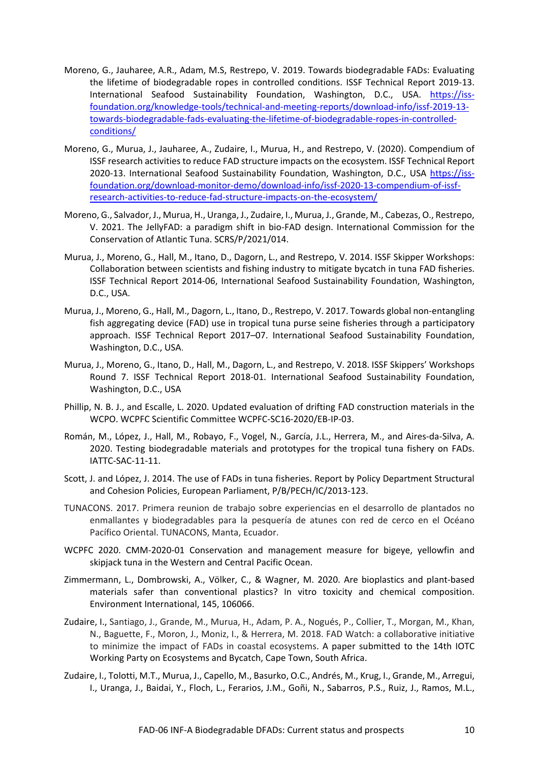Moreno, G., Jauharee, A.R., Adam, M.S, Restrepo, V. 2019. Towards biodegradable FADs: Evaluating the lifetime of biodegradable ropes in controlled conditions. ISSF Technical Report 2019-13. International Seafood Sustainability Foundation, Washington, D.C., USA. https://iss-foundation.org/knowledge-tools/technical-and-meeting-reports/download-info/issf-2019-13-towards-biodegradable-fads-evaluating-the-lifetime-of-biodegradable-ropes-in-controlled-conditions/

Moreno, G., Murua, J., Jauharee, A., Zudaire, I., Murua, H., and Restrepo, V. (2020). Compendium of ISSF research activities to reduce FAD structure impacts on the ecosystem. ISSF Technical Report 2020-13. International Seafood Sustainability Foundation, Washington, D.C., USA https://iss-foundation.org/download-monitor-demo/download-info/issf-2020-13-compendium-of-issf-research-activities-to-reduce-fad-structure-impacts-on-the-ecosystem/

Moreno, G., Salvador, J., Murua, H., Uranga, J., Zudaire, I., Murua, J., Grande, M., Cabezas, O., Restrepo, V. 2021. The JellyFAD: a paradigm shift in bio-FAD design. International Commission for the Conservation of Atlantic Tuna. SCRS/P/2021/014.

Murua, J., Moreno, G., Hall, M., Itano, D., Dagorn, L., and Restrepo, V. 2014. ISSF Skipper Workshops: Collaboration between scientists and fishing industry to mitigate bycatch in tuna FAD fisheries. ISSF Technical Report 2014-06, International Seafood Sustainability Foundation, Washington, D.C., USA.

Murua, J., Moreno, G., Hall, M., Dagorn, L., Itano, D., Restrepo, V. 2017. Towards global non-entangling fish aggregating device (FAD) use in tropical tuna purse seine fisheries through a participatory approach. ISSF Technical Report 2017–07. International Seafood Sustainability Foundation, Washington, D.C., USA.

Murua, J., Moreno, G., Itano, D., Hall, M., Dagorn, L., and Restrepo, V. 2018. ISSF Skippers' Workshops Round 7. ISSF Technical Report 2018-01. International Seafood Sustainability Foundation, Washington, D.C., USA

Phillip, N. B. J., and Escalle, L. 2020. Updated evaluation of drifting FAD construction materials in the WCPO. WCPFC Scientific Committee WCPFC-SC16-2020/EB-IP-03.

Román, M., López, J., Hall, M., Robayo, F., Vogel, N., García, J.L., Herrera, M., and Aires-da-Silva, A. 2020. Testing biodegradable materials and prototypes for the tropical tuna fishery on FADs. IATTC-SAC-11-11.

Scott, J. and López, J. 2014. The use of FADs in tuna fisheries. Report by Policy Department Structural and Cohesion Policies, European Parliament, P/B/PECH/IC/2013-123.

TUNACONS. 2017. Primera reunion de trabajo sobre experiencias en el desarrollo de plantados no enmallantes y biodegradables para la pesquería de atunes con red de cerco en el Océano Pacífico Oriental. TUNACONS, Manta, Ecuador.

WCPFC 2020. CMM-2020-01 Conservation and management measure for bigeye, yellowfin and skipjack tuna in the Western and Central Pacific Ocean.

Zimmermann, L., Dombrowski, A., Völker, C., & Wagner, M. 2020. Are bioplastics and plant-based materials safer than conventional plastics? In vitro toxicity and chemical composition. Environment International, 145, 106066.

Zudaire, I., Santiago, J., Grande, M., Murua, H., Adam, P. A., Nogués, P., Collier, T., Morgan, M., Khan, N., Baguette, F., Moron, J., Moniz, I., & Herrera, M. 2018. FAD Watch: a collaborative initiative to minimize the impact of FADs in coastal ecosystems. A paper submitted to the 14th IOTC Working Party on Ecosystems and Bycatch, Cape Town, South Africa.

Zudaire, I., Tolotti, M.T., Murua, J., Capello, M., Basurko, O.C., Andrés, M., Krug, I., Grande, M., Arregui, I., Uranga, J., Baidai, Y., Floch, L., Ferarios, J.M., Goñi, N., Sabarros, P.S., Ruiz, J., Ramos, M.L.,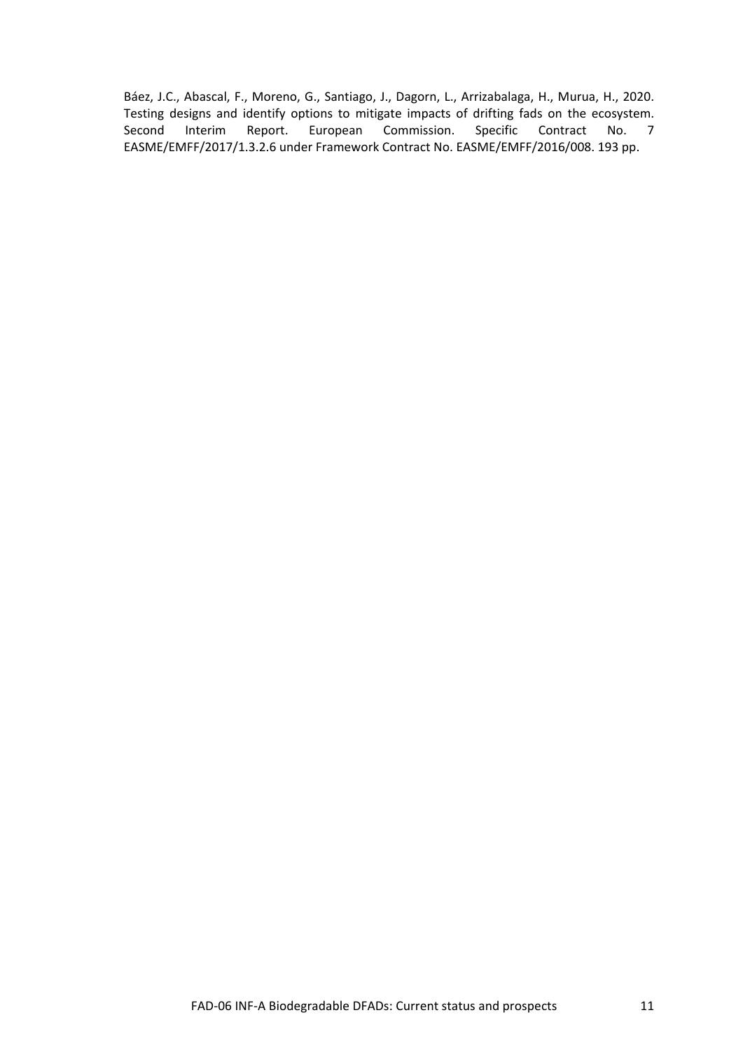Báez, J.C., Abascal, F., Moreno, G., Santiago, J., Dagorn, L., Arrizabalaga, H., Murua, H., 2020. Testing designs and identify options to mitigate impacts of drifting fads on the ecosystem. Second Interim Report. European Commission. Specific Contract No. 7 EASME/EMFF/2017/1.3.2.6 under Framework Contract No. EASME/EMFF/2016/008. 193 pp.